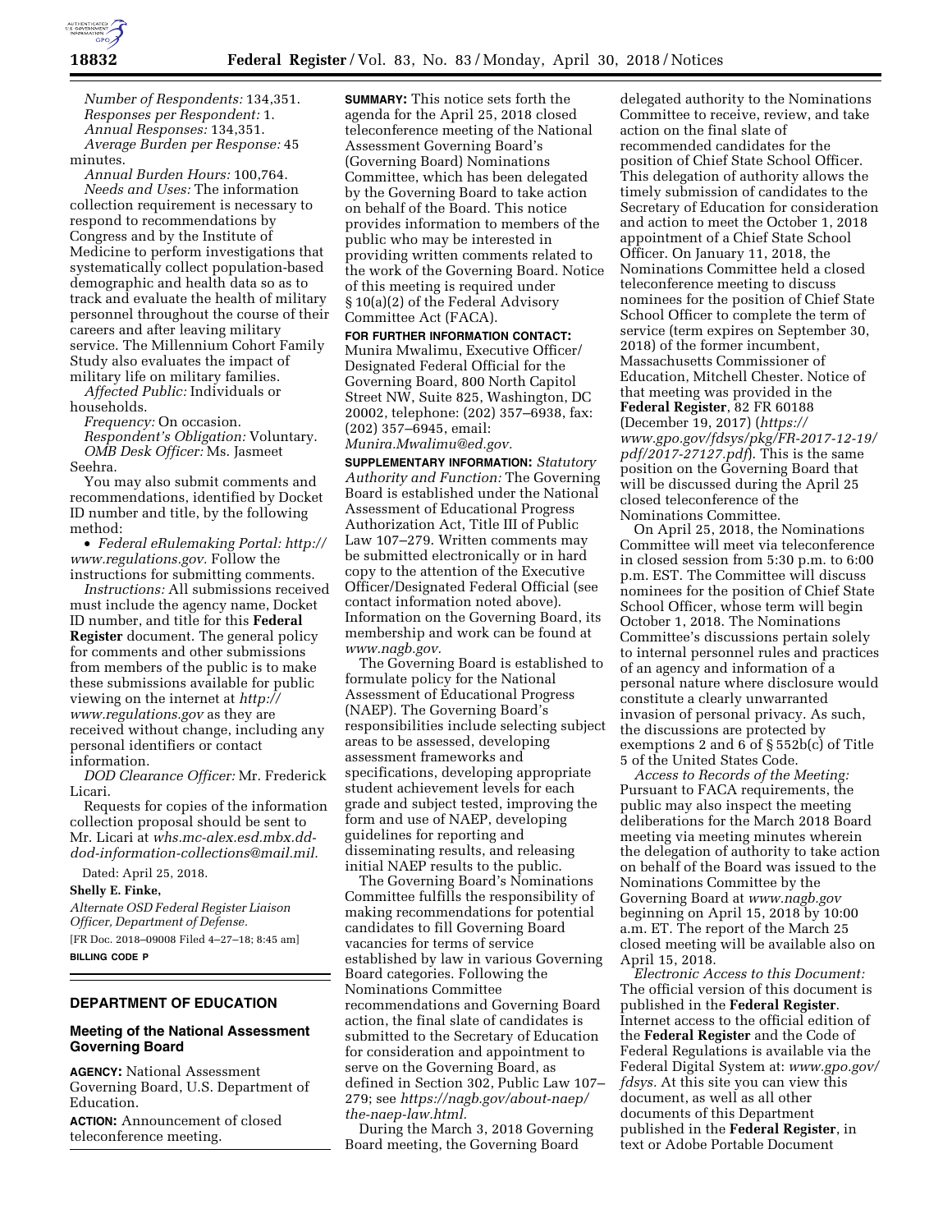*Number of Respondents:* 134,351.

*Responses per Respondent:* 1.

*Annual Responses:* 134,351.

*Average Burden per Response:* 45 minutes.

*Annual Burden Hours:* 100,764.

*Needs and Uses:* The information collection requirement is necessary to respond to recommendations by Congress and by the Institute of Medicine to perform investigations that systematically collect population-based demographic and health data so as to track and evaluate the health of military personnel throughout the course of their careers and after leaving military service. The Millennium Cohort Family Study also evaluates the impact of military life on military families.

*Affected Public:* Individuals or households.

*Frequency:* On occasion.

*Respondent's Obligation:* Voluntary.

*OMB Desk Officer:* Ms. Jasmeet Seehra.

You may also submit comments and recommendations, identified by Docket ID number and title, by the following method:

- *Federal eRulemaking Portal: http://www.regulations.gov.* Follow the instructions for submitting comments.

*Instructions:* All submissions received must include the agency name, Docket ID number, and title for this **Federal Register** document. The general policy for comments and other submissions from members of the public is to make these submissions available for public viewing on the internet at *http://www.regulations.gov* as they are received without change, including any personal identifiers or contact information.

*DOD Clearance Officer:* Mr. Frederick Licari.

Requests for copies of the information collection proposal should be sent to Mr. Licari at *whs.mc-alex.esd.mbx.dd-dod-information-collections@mail.mil.*

Dated: April 25, 2018.

**Shelly E. Finke,**

*Alternate OSD Federal Register Liaison Officer, Department of Defense.*

[FR Doc. 2018–09008 Filed 4–27–18; 8:45 am]

**BILLING CODE P**

## DEPARTMENT OF EDUCATION

### Meeting of the National Assessment Governing Board

**AGENCY:** National Assessment Governing Board, U.S. Department of Education.

**ACTION:** Announcement of closed teleconference meeting.

**SUMMARY:** This notice sets forth the agenda for the April 25, 2018 closed teleconference meeting of the National Assessment Governing Board's (Governing Board) Nominations Committee, which has been delegated by the Governing Board to take action on behalf of the Board. This notice provides information to members of the public who may be interested in providing written comments related to the work of the Governing Board. Notice of this meeting is required under § 10(a)(2) of the Federal Advisory Committee Act (FACA).

**FOR FURTHER INFORMATION CONTACT:** Munira Mwalimu, Executive Officer/Designated Federal Official for the Governing Board, 800 North Capitol Street NW, Suite 825, Washington, DC 20002, telephone: (202) 357–6938, fax: (202) 357–6945, email: *Munira.Mwalimu@ed.gov.*

**SUPPLEMENTARY INFORMATION:** *Statutory Authority and Function:* The Governing Board is established under the National Assessment of Educational Progress Authorization Act, Title III of Public Law 107–279. Written comments may be submitted electronically or in hard copy to the attention of the Executive Officer/Designated Federal Official (see contact information noted above). Information on the Governing Board, its membership and work can be found at *www.nagb.gov.*

The Governing Board is established to formulate policy for the National Assessment of Educational Progress (NAEP). The Governing Board's responsibilities include selecting subject areas to be assessed, developing assessment frameworks and specifications, developing appropriate student achievement levels for each grade and subject tested, improving the form and use of NAEP, developing guidelines for reporting and disseminating results, and releasing initial NAEP results to the public.

The Governing Board's Nominations Committee fulfills the responsibility of making recommendations for potential candidates to fill Governing Board vacancies for terms of service established by law in various Governing Board categories. Following the Nominations Committee recommendations and Governing Board action, the final slate of candidates is submitted to the Secretary of Education for consideration and appointment to serve on the Governing Board, as defined in Section 302, Public Law 107–279; see *https://nagb.gov/about-naep/the-naep-law.html.*

During the March 3, 2018 Governing Board meeting, the Governing Board delegated authority to the Nominations Committee to receive, review, and take action on the final slate of recommended candidates for the position of Chief State School Officer. This delegation of authority allows the timely submission of candidates to the Secretary of Education for consideration and action to meet the October 1, 2018 appointment of a Chief State School Officer. On January 11, 2018, the Nominations Committee held a closed teleconference meeting to discuss nominees for the position of Chief State School Officer to complete the term of service (term expires on September 30, 2018) of the former incumbent, Massachusetts Commissioner of Education, Mitchell Chester. Notice of that meeting was provided in the **Federal Register**, 82 FR 60188 (December 19, 2017) (*https://www.gpo.gov/fdsys/pkg/FR-2017-12-19/pdf/2017-27127.pdf*). This is the same position on the Governing Board that will be discussed during the April 25 closed teleconference of the Nominations Committee.

On April 25, 2018, the Nominations Committee will meet via teleconference in closed session from 5:30 p.m. to 6:00 p.m. EST. The Committee will discuss nominees for the position of Chief State School Officer, whose term will begin October 1, 2018. The Nominations Committee's discussions pertain solely to internal personnel rules and practices of an agency and information of a personal nature where disclosure would constitute a clearly unwarranted invasion of personal privacy. As such, the discussions are protected by exemptions 2 and 6 of § 552b(c) of Title 5 of the United States Code.

*Access to Records of the Meeting:* Pursuant to FACA requirements, the public may also inspect the meeting deliberations for the March 2018 Board meeting via meeting minutes wherein the delegation of authority to take action on behalf of the Board was issued to the Nominations Committee by the Governing Board at *www.nagb.gov* beginning on April 15, 2018 by 10:00 a.m. ET. The report of the March 25 closed meeting will be available also on April 15, 2018.

*Electronic Access to this Document:* The official version of this document is published in the **Federal Register**. Internet access to the official edition of the **Federal Register** and the Code of Federal Regulations is available via the Federal Digital System at: *www.gpo.gov/fdsys.* At this site you can view this document, as well as all other documents of this Department published in the **Federal Register**, in text or Adobe Portable Document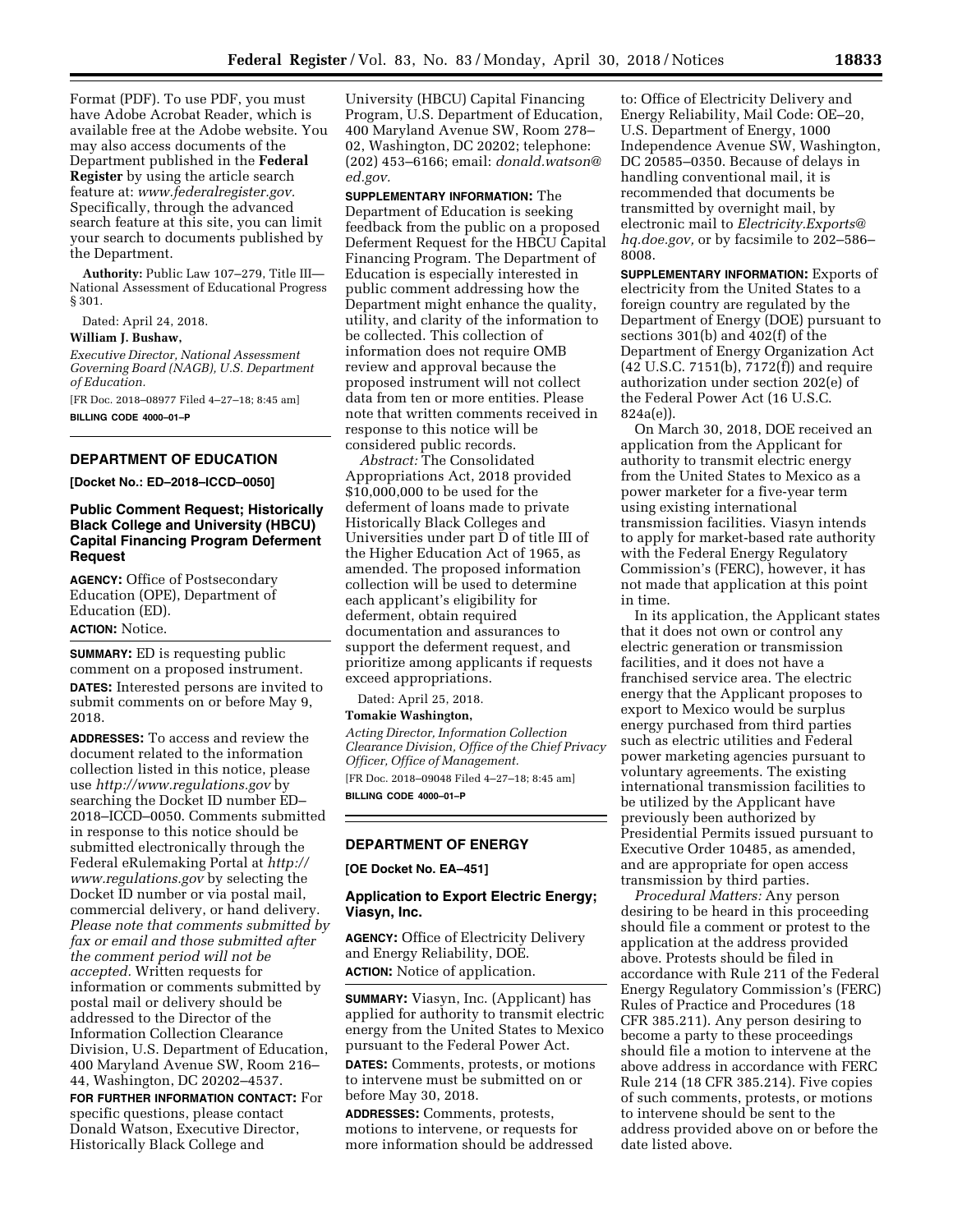Format (PDF). To use PDF, you must have Adobe Acrobat Reader, which is available free at the Adobe website. You may also access documents of the Department published in the **Federal Register** by using the article search feature at: *www.federalregister.gov*. Specifically, through the advanced search feature at this site, you can limit your search to documents published by the Department.

**Authority:** Public Law 107–279, Title III—National Assessment of Educational Progress § 301.

Dated: April 24, 2018.

**William J. Bushaw,**

*Executive Director, National Assessment Governing Board (NAGB), U.S. Department of Education.*

[FR Doc. 2018–08977 Filed 4–27–18; 8:45 am]

**BILLING CODE 4000–01–P**

## DEPARTMENT OF EDUCATION

**[Docket No.: ED–2018–ICCD–0050]**

### Public Comment Request; Historically Black College and University (HBCU) Capital Financing Program Deferment Request

**AGENCY:** Office of Postsecondary Education (OPE), Department of Education (ED).

**ACTION:** Notice.

**SUMMARY:** ED is requesting public comment on a proposed instrument.

**DATES:** Interested persons are invited to submit comments on or before May 9, 2018.

**ADDRESSES:** To access and review the document related to the information collection listed in this notice, please use *http://www.regulations.gov* by searching the Docket ID number ED–2018–ICCD–0050. Comments submitted in response to this notice should be submitted electronically through the Federal eRulemaking Portal at *http://www.regulations.gov* by selecting the Docket ID number or via postal mail, commercial delivery, or hand delivery. *Please note that comments submitted by fax or email and those submitted after the comment period will not be accepted.* Written requests for information or comments submitted by postal mail or delivery should be addressed to the Director of the Information Collection Clearance Division, U.S. Department of Education, 400 Maryland Avenue SW, Room 216–44, Washington, DC 20202–4537.

**FOR FURTHER INFORMATION CONTACT:** For specific questions, please contact Donald Watson, Executive Director, Historically Black College and University (HBCU) Capital Financing Program, U.S. Department of Education, 400 Maryland Avenue SW, Room 278–02, Washington, DC 20202; telephone: (202) 453–6166; email: *donald.watson@ed.gov*.

**SUPPLEMENTARY INFORMATION:** The Department of Education is seeking feedback from the public on a proposed Deferment Request for the HBCU Capital Financing Program. The Department of Education is especially interested in public comment addressing how the Department might enhance the quality, utility, and clarity of the information to be collected. This collection of information does not require OMB review and approval because the proposed instrument will not collect data from ten or more entities. Please note that written comments received in response to this notice will be considered public records.

*Abstract:* The Consolidated Appropriations Act, 2018 provided $10,000,000 to be used for the deferment of loans made to private Historically Black Colleges and Universities under part D of title III of the Higher Education Act of 1965, as amended. The proposed information collection will be used to determine each applicant's eligibility for deferment, obtain required documentation and assurances to support the deferment request, and prioritize among applicants if requests exceed appropriations.

Dated: April 25, 2018.

**Tomakie Washington,**

*Acting Director, Information Collection Clearance Division, Office of the Chief Privacy Officer, Office of Management.*

[FR Doc. 2018–09048 Filed 4–27–18; 8:45 am]

**BILLING CODE 4000–01–P**

## DEPARTMENT OF ENERGY

**[OE Docket No. EA–451]**

### Application to Export Electric Energy; Viasyn, Inc.

**AGENCY:** Office of Electricity Delivery and Energy Reliability, DOE.

**ACTION:** Notice of application.

**SUMMARY:** Viasyn, Inc. (Applicant) has applied for authority to transmit electric energy from the United States to Mexico pursuant to the Federal Power Act.

**DATES:** Comments, protests, or motions to intervene must be submitted on or before May 30, 2018.

**ADDRESSES:** Comments, protests, motions to intervene, or requests for more information should be addressed to: Office of Electricity Delivery and Energy Reliability, Mail Code: OE–20, U.S. Department of Energy, 1000 Independence Avenue SW, Washington, DC 20585–0350. Because of delays in handling conventional mail, it is recommended that documents be transmitted by overnight mail, by electronic mail to *Electricity.Exports@hq.doe.gov,* or by facsimile to 202–586–8008.

**SUPPLEMENTARY INFORMATION:** Exports of electricity from the United States to a foreign country are regulated by the Department of Energy (DOE) pursuant to sections 301(b) and 402(f) of the Department of Energy Organization Act (42 U.S.C. 7151(b), 7172(f)) and require authorization under section 202(e) of the Federal Power Act (16 U.S.C. 824a(e)).

On March 30, 2018, DOE received an application from the Applicant for authority to transmit electric energy from the United States to Mexico as a power marketer for a five-year term using existing international transmission facilities. Viasyn intends to apply for market-based rate authority with the Federal Energy Regulatory Commission's (FERC), however, it has not made that application at this point in time.

In its application, the Applicant states that it does not own or control any electric generation or transmission facilities, and it does not have a franchised service area. The electric energy that the Applicant proposes to export to Mexico would be surplus energy purchased from third parties such as electric utilities and Federal power marketing agencies pursuant to voluntary agreements. The existing international transmission facilities to be utilized by the Applicant have previously been authorized by Presidential Permits issued pursuant to Executive Order 10485, as amended, and are appropriate for open access transmission by third parties.

*Procedural Matters:* Any person desiring to be heard in this proceeding should file a comment or protest to the application at the address provided above. Protests should be filed in accordance with Rule 211 of the Federal Energy Regulatory Commission's (FERC) Rules of Practice and Procedures (18 CFR 385.211). Any person desiring to become a party to these proceedings should file a motion to intervene at the above address in accordance with FERC Rule 214 (18 CFR 385.214). Five copies of such comments, protests, or motions to intervene should be sent to the address provided above on or before the date listed above.